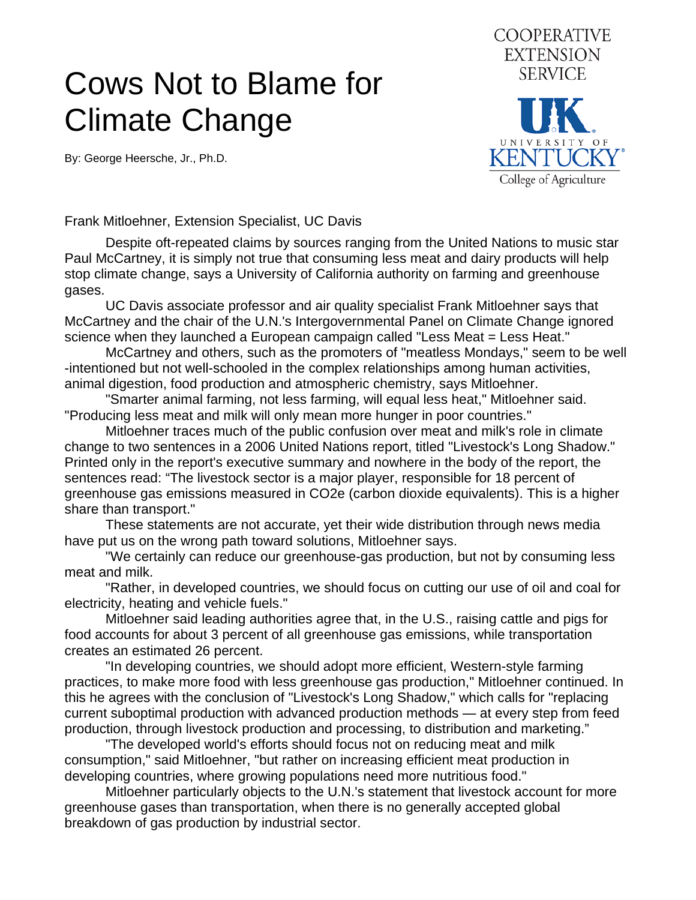# Cows Not to Blame for Climate Change

COOPERATIVE EXTENSION SERVICE

UK University of Kentucky College of Agriculture

By: George Heersche, Jr., Ph.D.

Frank Mitloehner, Extension Specialist, UC Davis

Despite oft-repeated claims by sources ranging from the United Nations to music star Paul McCartney, it is simply not true that consuming less meat and dairy products will help stop climate change, says a University of California authority on farming and greenhouse gases.

UC Davis associate professor and air quality specialist Frank Mitloehner says that McCartney and the chair of the U.N.'s Intergovernmental Panel on Climate Change ignored science when they launched a European campaign called "Less Meat = Less Heat."

McCartney and others, such as the promoters of "meatless Mondays," seem to be well-intentioned but not well-schooled in the complex relationships among human activities, animal digestion, food production and atmospheric chemistry, says Mitloehner.

"Smarter animal farming, not less farming, will equal less heat," Mitloehner said. "Producing less meat and milk will only mean more hunger in poor countries."

Mitloehner traces much of the public confusion over meat and milk's role in climate change to two sentences in a 2006 United Nations report, titled "Livestock's Long Shadow." Printed only in the report's executive summary and nowhere in the body of the report, the sentences read: "The livestock sector is a major player, responsible for 18 percent of greenhouse gas emissions measured in $CO_2$e (carbon dioxide equivalents). This is a higher share than transport."

These statements are not accurate, yet their wide distribution through news media have put us on the wrong path toward solutions, Mitloehner says.

"We certainly can reduce our greenhouse-gas production, but not by consuming less meat and milk.

"Rather, in developed countries, we should focus on cutting our use of oil and coal for electricity, heating and vehicle fuels."

Mitloehner said leading authorities agree that, in the U.S., raising cattle and pigs for food accounts for about 3 percent of all greenhouse gas emissions, while transportation creates an estimated 26 percent.

"In developing countries, we should adopt more efficient, Western-style farming practices, to make more food with less greenhouse gas production," Mitloehner continued. In this he agrees with the conclusion of "Livestock's Long Shadow," which calls for "replacing current suboptimal production with advanced production methods — at every step from feed production, through livestock production and processing, to distribution and marketing."

"The developed world's efforts should focus not on reducing meat and milk consumption," said Mitloehner, "but rather on increasing efficient meat production in developing countries, where growing populations need more nutritious food."

Mitloehner particularly objects to the U.N.'s statement that livestock account for more greenhouse gases than transportation, when there is no generally accepted global breakdown of gas production by industrial sector.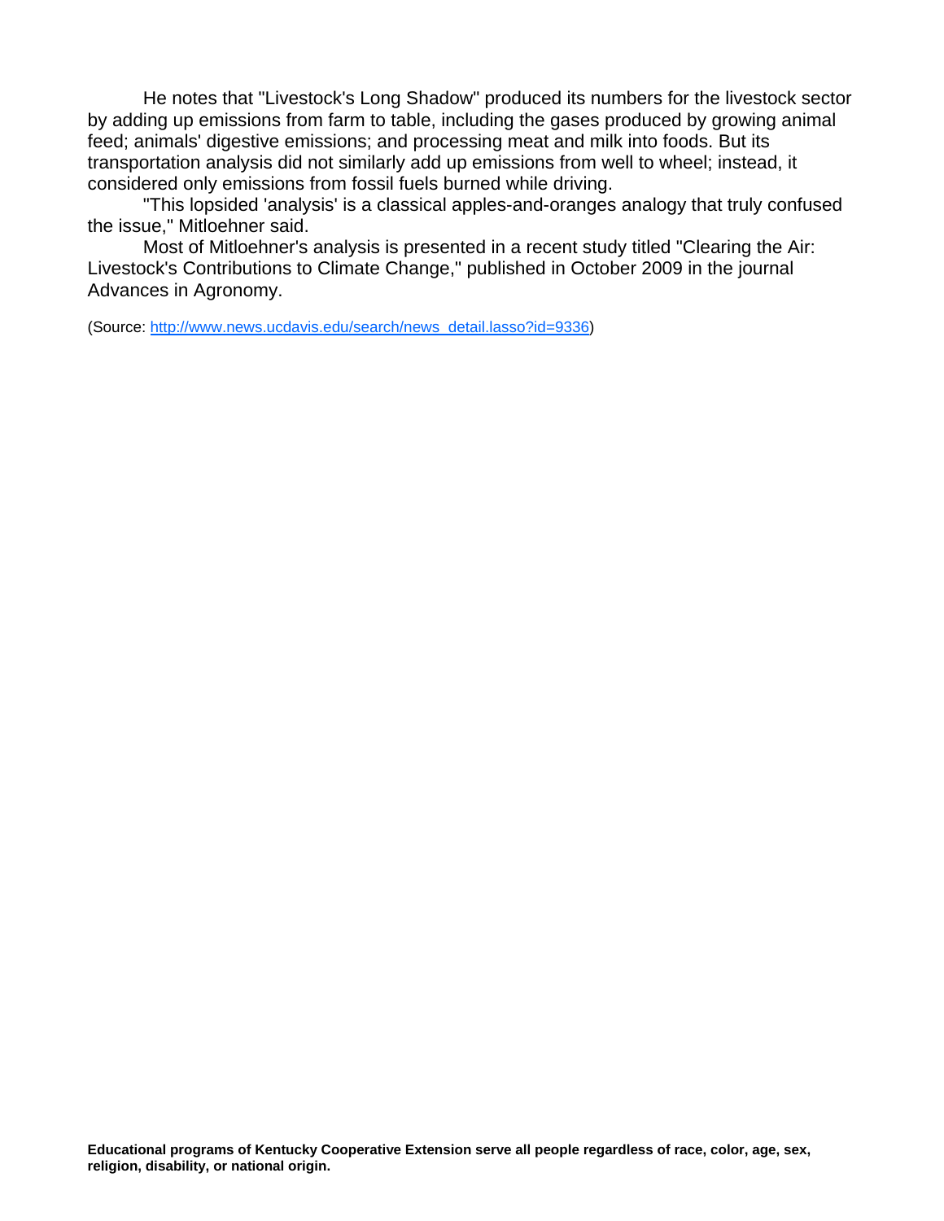He notes that "Livestock's Long Shadow" produced its numbers for the livestock sector by adding up emissions from farm to table, including the gases produced by growing animal feed; animals' digestive emissions; and processing meat and milk into foods. But its transportation analysis did not similarly add up emissions from well to wheel; instead, it considered only emissions from fossil fuels burned while driving.

"This lopsided 'analysis' is a classical apples-and-oranges analogy that truly confused the issue," Mitloehner said.

Most of Mitloehner's analysis is presented in a recent study titled "Clearing the Air: Livestock's Contributions to Climate Change," published in October 2009 in the journal Advances in Agronomy.

(Source: [http://www.news.ucdavis.edu/search/news_detail.lasso?id=9336](http://www.news.ucdavis.edu/search/news_detail.lasso?id=9336))

**Educational programs of Kentucky Cooperative Extension serve all people regardless of race, color, age, sex, religion, disability, or national origin.**